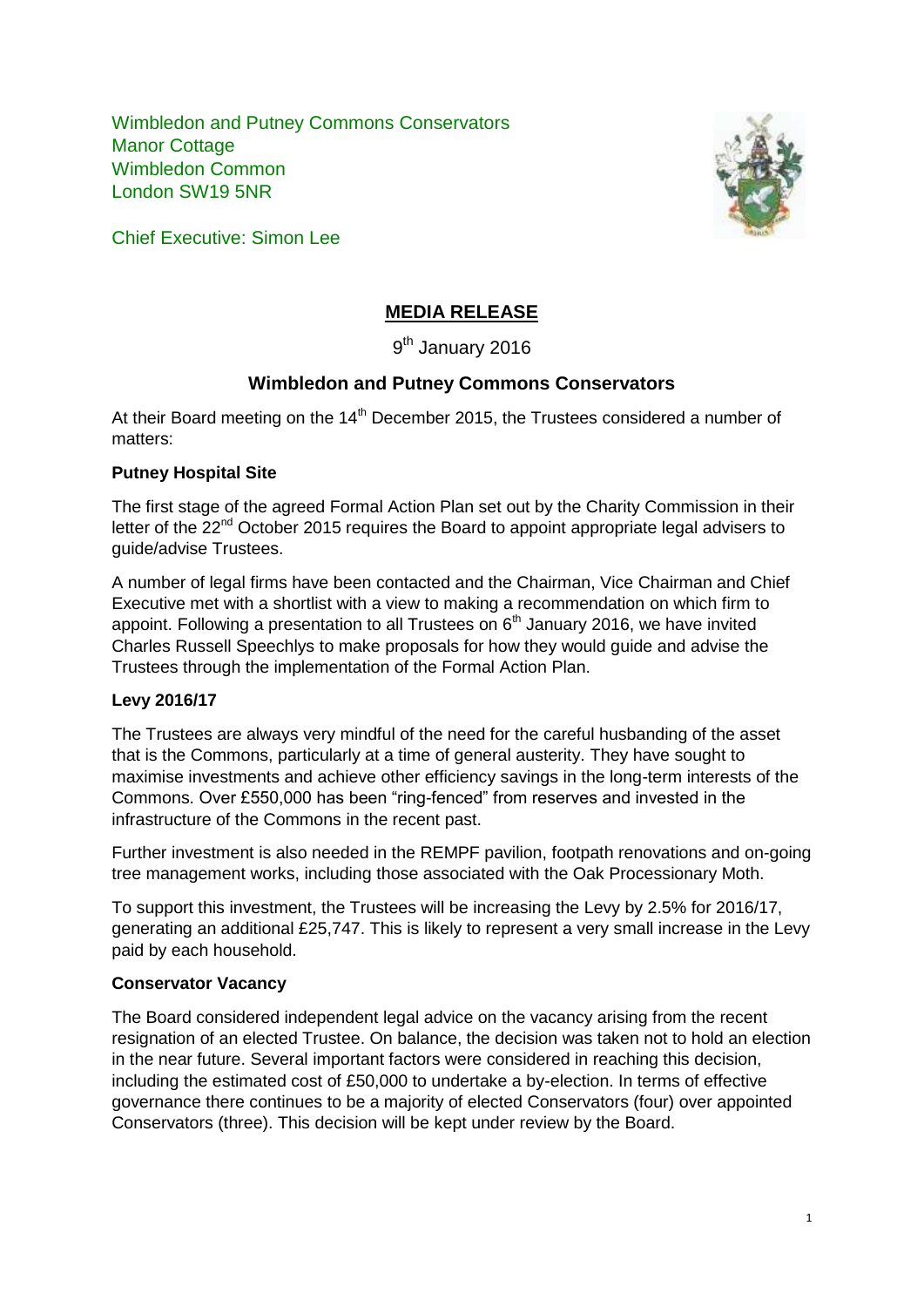Wimbledon and Putney Commons Conservators
Manor Cottage
Wimbledon Common
London SW19 5NR

Chief Executive: Simon Lee

# MEDIA RELEASE

9th January 2016

## Wimbledon and Putney Commons Conservators

At their Board meeting on the 14th December 2015, the Trustees considered a number of matters:

### Putney Hospital Site

The first stage of the agreed Formal Action Plan set out by the Charity Commission in their letter of the 22nd October 2015 requires the Board to appoint appropriate legal advisers to guide/advise Trustees.

A number of legal firms have been contacted and the Chairman, Vice Chairman and Chief Executive met with a shortlist with a view to making a recommendation on which firm to appoint. Following a presentation to all Trustees on 6th January 2016, we have invited Charles Russell Speechlys to make proposals for how they would guide and advise the Trustees through the implementation of the Formal Action Plan.

### Levy 2016/17

The Trustees are always very mindful of the need for the careful husbanding of the asset that is the Commons, particularly at a time of general austerity. They have sought to maximise investments and achieve other efficiency savings in the long-term interests of the Commons. Over £550,000 has been "ring-fenced" from reserves and invested in the infrastructure of the Commons in the recent past.

Further investment is also needed in the REMPF pavilion, footpath renovations and on-going tree management works, including those associated with the Oak Processionary Moth.

To support this investment, the Trustees will be increasing the Levy by 2.5% for 2016/17, generating an additional £25,747. This is likely to represent a very small increase in the Levy paid by each household.

### Conservator Vacancy

The Board considered independent legal advice on the vacancy arising from the recent resignation of an elected Trustee. On balance, the decision was taken not to hold an election in the near future. Several important factors were considered in reaching this decision, including the estimated cost of £50,000 to undertake a by-election. In terms of effective governance there continues to be a majority of elected Conservators (four) over appointed Conservators (three). This decision will be kept under review by the Board.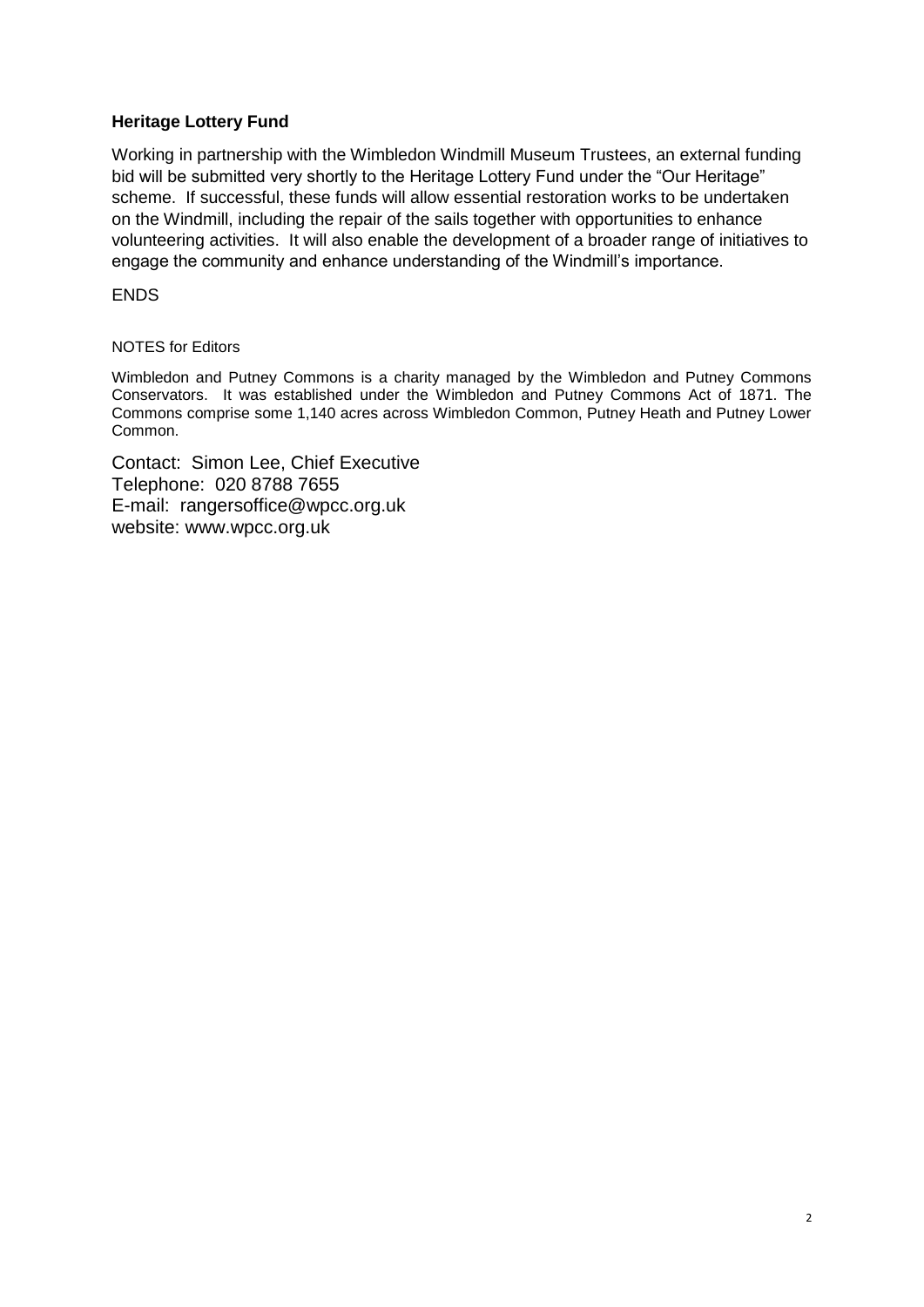## Heritage Lottery Fund

Working in partnership with the Wimbledon Windmill Museum Trustees, an external funding bid will be submitted very shortly to the Heritage Lottery Fund under the "Our Heritage" scheme. If successful, these funds will allow essential restoration works to be undertaken on the Windmill, including the repair of the sails together with opportunities to enhance volunteering activities. It will also enable the development of a broader range of initiatives to engage the community and enhance understanding of the Windmill's importance.

ENDS

NOTES for Editors

Wimbledon and Putney Commons is a charity managed by the Wimbledon and Putney Commons Conservators. It was established under the Wimbledon and Putney Commons Act of 1871. The Commons comprise some 1,140 acres across Wimbledon Common, Putney Heath and Putney Lower Common.

Contact: Simon Lee, Chief Executive
Telephone: 020 8788 7655
E-mail: rangersoffice@wpcc.org.uk
website: www.wpcc.org.uk